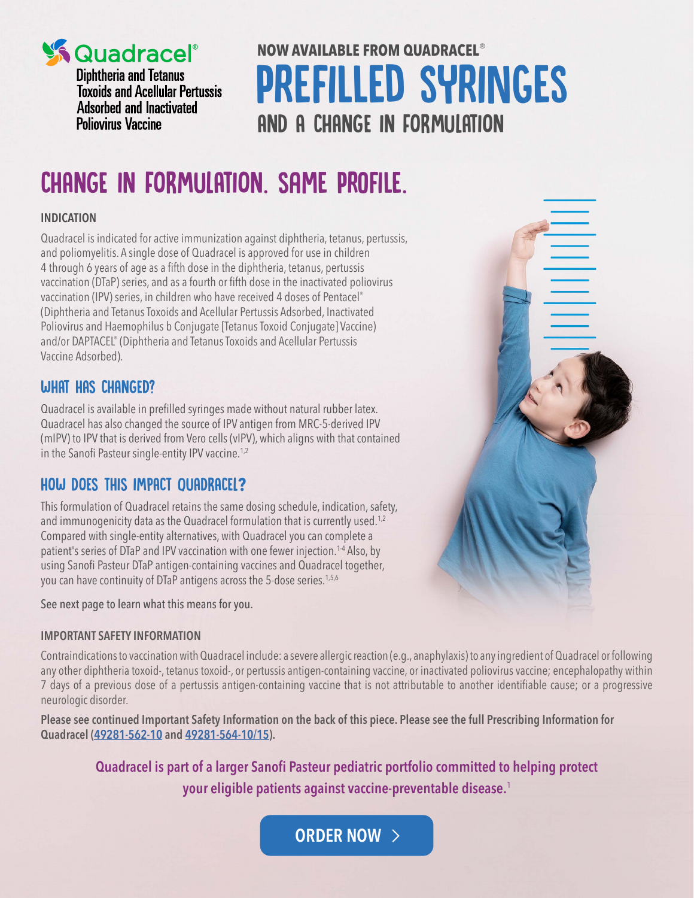# Quadracel®

Diphtheria and Tetanus Toxoids and Acellular Pertussis Adsorbed and Inactivated Poliovirus Vaccine

NOW AVAILABLE FROM QUADRACEL®

# PREFILLED SYRINGES

AND A CHANGE IN FORMULATION

## CHANGE IN FORMULATION. SAME PROFILE.

**INDICATION**

Quadracel is indicated for active immunization against diphtheria, tetanus, pertussis, and poliomyelitis. A single dose of Quadracel is approved for use in children 4 through 6 years of age as a fifth dose in the diphtheria, tetanus, pertussis vaccination (DTaP) series, and as a fourth or fifth dose in the inactivated poliovirus vaccination (IPV) series, in children who have received 4 doses of Pentacel® (Diphtheria and Tetanus Toxoids and Acellular Pertussis Adsorbed, Inactivated Poliovirus and Haemophilus b Conjugate [Tetanus Toxoid Conjugate] Vaccine) and/or DAPTACEL® (Diphtheria and Tetanus Toxoids and Acellular Pertussis Vaccine Adsorbed).

### WHAT HAS CHANGED?

Quadracel is available in prefilled syringes made without natural rubber latex. Quadracel has also changed the source of IPV antigen from MRC-5-derived IPV (mIPV) to IPV that is derived from Vero cells (vIPV), which aligns with that contained in the Sanofi Pasteur single-entity IPV vaccine.[1,2]

### HOW DOES THIS IMPACT QUADRACEL?

This formulation of Quadracel retains the same dosing schedule, indication, safety, and immunogenicity data as the Quadracel formulation that is currently used.[1,2] Compared with single-entity alternatives, with Quadracel you can complete a patient's series of DTaP and IPV vaccination with one fewer injection.[1-4] Also, by using Sanofi Pasteur DTaP antigen-containing vaccines and Quadracel together, you can have continuity of DTaP antigens across the 5-dose series.[1,5,6]

See next page to learn what this means for you.

**IMPORTANT SAFETY INFORMATION**

Contraindications to vaccination with Quadracel include: a severe allergic reaction (e.g., anaphylaxis) to any ingredient of Quadracel or following any other diphtheria toxoid-, tetanus toxoid-, or pertussis antigen-containing vaccine, or inactivated poliovirus vaccine; encephalopathy within 7 days of a previous dose of a pertussis antigen-containing vaccine that is not attributable to another identifiable cause; or a progressive neurologic disorder.

**Please see continued Important Safety Information on the back of this piece. Please see the full Prescribing Information for Quadracel (49281-562-10 and 49281-564-10/15).**

**Quadracel is part of a larger Sanofi Pasteur pediatric portfolio committed to helping protect your eligible patients against vaccine-preventable disease.[1]**

ORDER NOW >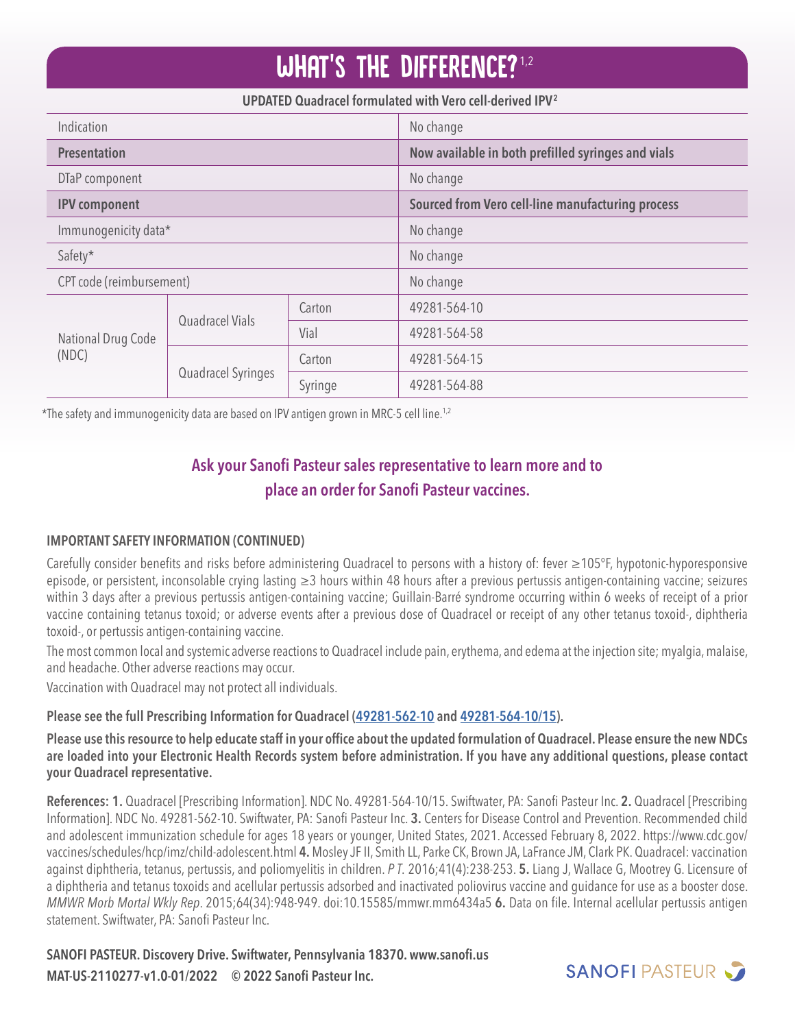# WHAT'S THE DIFFERENCE?[1,2]

**UPDATED Quadracel formulated with Vero cell-derived IPV[2]**

| | | | |
|---|---|---|---|
| Indication | | | No change |
| **Presentation** | | | **Now available in both prefilled syringes and vials** |
| DTaP component | | | No change |
| **IPV component** | | | **Sourced from Vero cell-line manufacturing process** |
| Immunogenicity data* | | | No change |
| Safety* | | | No change |
| CPT code (reimbursement) | | | No change |
| National Drug Code (NDC) | Quadracel Vials | Carton | 49281-564-10 |
| | | Vial | 49281-564-58 |
| | Quadracel Syringes | Carton | 49281-564-15 |
| | | Syringe | 49281-564-88 |

*The safety and immunogenicity data are based on IPV antigen grown in MRC-5 cell line.[1,2]

**Ask your Sanofi Pasteur sales representative to learn more and to place an order for Sanofi Pasteur vaccines.**

**IMPORTANT SAFETY INFORMATION (CONTINUED)**

Carefully consider benefits and risks before administering Quadracel to persons with a history of: fever ≥105°F, hypotonic-hyporesponsive episode, or persistent, inconsolable crying lasting ≥3 hours within 48 hours after a previous pertussis antigen-containing vaccine; seizures within 3 days after a previous pertussis antigen-containing vaccine; Guillain-Barré syndrome occurring within 6 weeks of receipt of a prior vaccine containing tetanus toxoid; or adverse events after a previous dose of Quadracel or receipt of any other tetanus toxoid-, diphtheria toxoid-, or pertussis antigen-containing vaccine.

The most common local and systemic adverse reactions to Quadracel include pain, erythema, and edema at the injection site; myalgia, malaise, and headache. Other adverse reactions may occur.

Vaccination with Quadracel may not protect all individuals.

**Please see the full Prescribing Information for Quadracel (49281-562-10 and 49281-564-10/15).**

**Please use this resource to help educate staff in your office about the updated formulation of Quadracel. Please ensure the new NDCs are loaded into your Electronic Health Records system before administration. If you have any additional questions, please contact your Quadracel representative.**

**References: 1.** Quadracel [Prescribing Information]. NDC No. 49281-564-10/15. Swiftwater, PA: Sanofi Pasteur Inc. **2.** Quadracel [Prescribing Information]. NDC No. 49281-562-10. Swiftwater, PA: Sanofi Pasteur Inc. **3.** Centers for Disease Control and Prevention. Recommended child and adolescent immunization schedule for ages 18 years or younger, United States, 2021. Accessed February 8, 2022. https://www.cdc.gov/vaccines/schedules/hcp/imz/child-adolescent.html **4.** Mosley JF II, Smith LL, Parke CK, Brown JA, LaFrance JM, Clark PK. Quadracel: vaccination against diphtheria, tetanus, pertussis, and poliomyelitis in children. *P T*. 2016;41(4):238-253. **5.** Liang J, Wallace G, Mootrey G. Licensure of a diphtheria and tetanus toxoids and acellular pertussis adsorbed and inactivated poliovirus vaccine and guidance for use as a booster dose. *MMWR Morb Mortal Wkly Rep*. 2015;64(34):948-949. doi:10.15585/mmwr.mm6434a5 **6.** Data on file. Internal acellular pertussis antigen statement. Swiftwater, PA: Sanofi Pasteur Inc.

**SANOFI PASTEUR. Discovery Drive. Swiftwater, Pennsylvania 18370. www.sanofi.us**

**MAT-US-2110277-v1.0-01/2022 © 2022 Sanofi Pasteur Inc.**

SANOFI PASTEUR